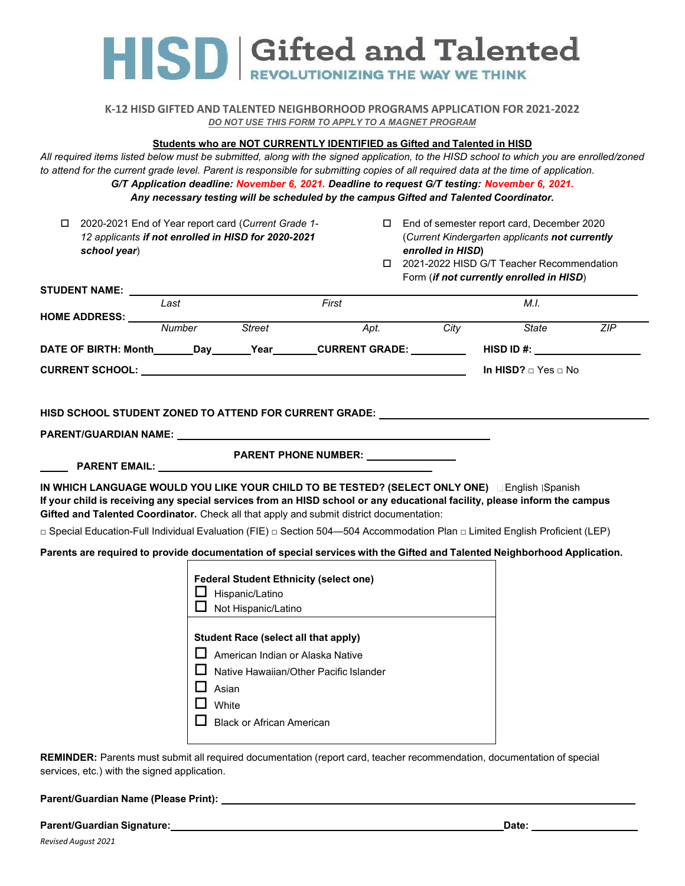# HISD | Gifted and Talented

REVOLUTIONIZING THE WAY WE THINK

## K-12 HISD GIFTED AND TALENTED NEIGHBORHOOD PROGRAMS APPLICATION FOR 2021-2022

*DO NOT USE THIS FORM TO APPLY TO A MAGNET PROGRAM*

**Students who are NOT CURRENTLY IDENTIFIED as Gifted and Talented in HISD**

*All required items listed below must be submitted, along with the signed application, to the HISD school to which you are enrolled/zoned to attend for the current grade level. Parent is responsible for submitting copies of all required data at the time of application.*

***G/T Application deadline: November 6, 2021. Deadline to request G/T testing: November 6, 2021.***

***Any necessary testing will be scheduled by the campus Gifted and Talented Coordinator.***

- ☐ 2020-2021 End of Year report card (*Current Grade 1-12 applicants **if not enrolled in HISD for 2020-2021 school year***)
- ☐ End of semester report card, December 2020 (*Current Kindergarten applicants **not currently enrolled in HISD***)
- ☐ 2021-2022 HISD G/T Teacher Recommendation Form (***if not currently enrolled in HISD***)

**STUDENT NAME:** ______________________________
*Last* *First* *M.I.*

**HOME ADDRESS:** ______________________________
*Number* *Street* *Apt.* *City* *State* *ZIP*

**DATE OF BIRTH: Month**_______**Day**_______**Year**_______ **CURRENT GRADE:** __________ **HISD ID #:** ______________

**CURRENT SCHOOL:** ______________________________ **In HISD?** □ Yes □ No

**HISD SCHOOL STUDENT ZONED TO ATTEND FOR CURRENT GRADE:** ______________________________

**PARENT/GUARDIAN NAME:** ______________________________

**PARENT PHONE NUMBER:** ______________

**PARENT EMAIL:** ______________________________

**IN WHICH LANGUAGE WOULD YOU LIKE YOUR CHILD TO BE TESTED? (SELECT ONLY ONE)** □ English □ Spanish

**If your child is receiving any special services from an HISD school or any educational facility, please inform the campus Gifted and Talented Coordinator.** Check all that apply and submit district documentation:

□ Special Education-Full Individual Evaluation (FIE) □ Section 504—504 Accommodation Plan □ Limited English Proficient (LEP)

**Parents are required to provide documentation of special services with the Gifted and Talented Neighborhood Application.**

**Federal Student Ethnicity (select one)**
- ☐ Hispanic/Latino
- ☐ Not Hispanic/Latino

**Student Race (select all that apply)**
- ☐ American Indian or Alaska Native
- ☐ Native Hawaiian/Other Pacific Islander
- ☐ Asian
- ☐ White
- ☐ Black or African American

**REMINDER:** Parents must submit all required documentation (report card, teacher recommendation, documentation of special services, etc.) with the signed application.

**Parent/Guardian Name (Please Print):** ______________________________

**Parent/Guardian Signature:** ______________________________ **Date:** ______________

*Revised August 2021*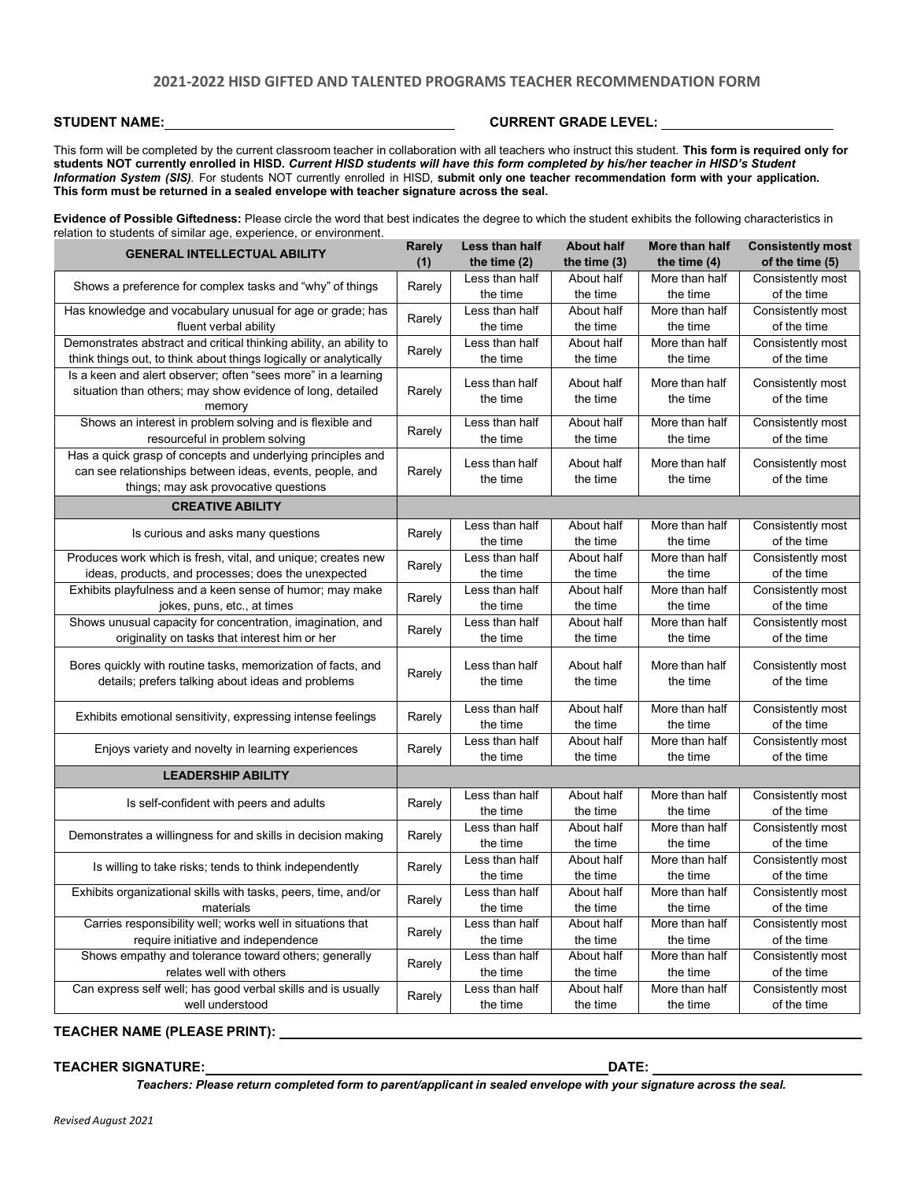## 2021-2022 HISD GIFTED AND TALENTED PROGRAMS TEACHER RECOMMENDATION FORM

**STUDENT NAME:** ______________________________ **CURRENT GRADE LEVEL:** ____________________

This form will be completed by the current classroom teacher in collaboration with all teachers who instruct this student. **This form is required only for students NOT currently enrolled in HISD.** ***Current HISD students will have this form completed by his/her teacher in HISD's Student Information System (SIS)***. For students NOT currently enrolled in HISD, **submit only one teacher recommendation form with your application. This form must be returned in a sealed envelope with teacher signature across the seal.**

**Evidence of Possible Giftedness:** Please circle the word that best indicates the degree to which the student exhibits the following characteristics in relation to students of similar age, experience, or environment.

| GENERAL INTELLECTUAL ABILITY | Rarely (1) | Less than half the time (2) | About half the time (3) | More than half the time (4) | Consistently most of the time (5) |
|---|---|---|---|---|---|
| Shows a preference for complex tasks and "why" of things | Rarely | Less than half the time | About half the time | More than half the time | Consistently most of the time |
| Has knowledge and vocabulary unusual for age or grade; has fluent verbal ability | Rarely | Less than half the time | About half the time | More than half the time | Consistently most of the time |
| Demonstrates abstract and critical thinking ability, an ability to think things out, to think about things logically or analytically | Rarely | Less than half the time | About half the time | More than half the time | Consistently most of the time |
| Is a keen and alert observer; often "sees more" in a learning situation than others; may show evidence of long, detailed memory | Rarely | Less than half the time | About half the time | More than half the time | Consistently most of the time |
| Shows an interest in problem solving and is flexible and resourceful in problem solving | Rarely | Less than half the time | About half the time | More than half the time | Consistently most of the time |
| Has a quick grasp of concepts and underlying principles and can see relationships between ideas, events, people, and things; may ask provocative questions | Rarely | Less than half the time | About half the time | More than half the time | Consistently most of the time |
| **CREATIVE ABILITY** | | | | | |
| Is curious and asks many questions | Rarely | Less than half the time | About half the time | More than half the time | Consistently most of the time |
| Produces work which is fresh, vital, and unique; creates new ideas, products, and processes; does the unexpected | Rarely | Less than half the time | About half the time | More than half the time | Consistently most of the time |
| Exhibits playfulness and a keen sense of humor; may make jokes, puns, etc., at times | Rarely | Less than half the time | About half the time | More than half the time | Consistently most of the time |
| Shows unusual capacity for concentration, imagination, and originality on tasks that interest him or her | Rarely | Less than half the time | About half the time | More than half the time | Consistently most of the time |
| Bores quickly with routine tasks, memorization of facts, and details; prefers talking about ideas and problems | Rarely | Less than half the time | About half the time | More than half the time | Consistently most of the time |
| Exhibits emotional sensitivity, expressing intense feelings | Rarely | Less than half the time | About half the time | More than half the time | Consistently most of the time |
| Enjoys variety and novelty in learning experiences | Rarely | Less than half the time | About half the time | More than half the time | Consistently most of the time |
| **LEADERSHIP ABILITY** | | | | | |
| Is self-confident with peers and adults | Rarely | Less than half the time | About half the time | More than half the time | Consistently most of the time |
| Demonstrates a willingness for and skills in decision making | Rarely | Less than half the time | About half the time | More than half the time | Consistently most of the time |
| Is willing to take risks; tends to think independently | Rarely | Less than half the time | About half the time | More than half the time | Consistently most of the time |
| Exhibits organizational skills with tasks, peers, time, and/or materials | Rarely | Less than half the time | About half the time | More than half the time | Consistently most of the time |
| Carries responsibility well; works well in situations that require initiative and independence | Rarely | Less than half the time | About half the time | More than half the time | Consistently most of the time |
| Shows empathy and tolerance toward others; generally relates well with others | Rarely | Less than half the time | About half the time | More than half the time | Consistently most of the time |
| Can express self well; has good verbal skills and is usually well understood | Rarely | Less than half the time | About half the time | More than half the time | Consistently most of the time |

**TEACHER NAME (PLEASE PRINT):** ______________________________

**TEACHER SIGNATURE:** ______________________________ **DATE:** ____________________

***Teachers: Please return completed form to parent/applicant in sealed envelope with your signature across the seal.***

*Revised August 2021*